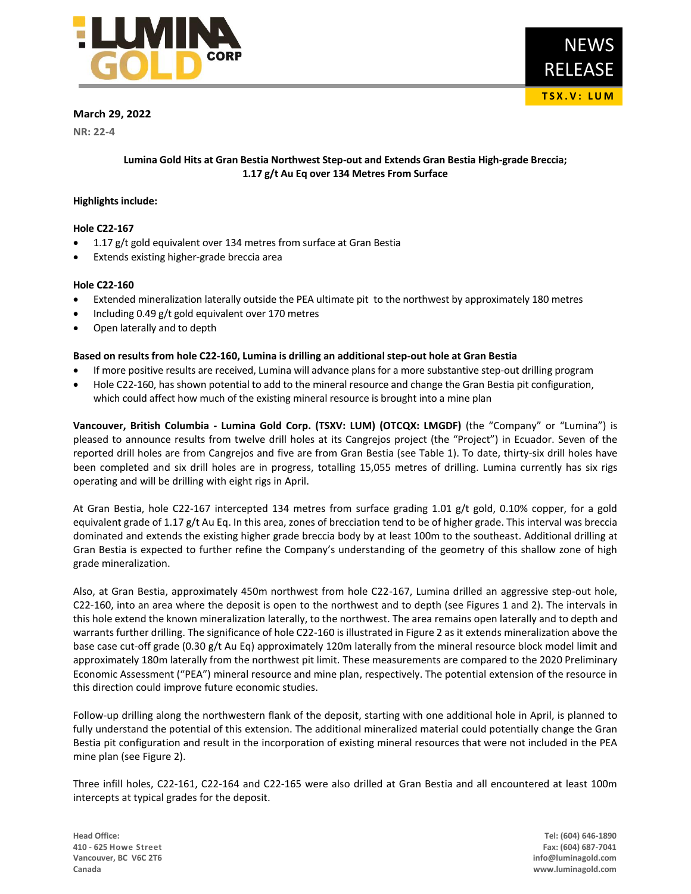March 29, 2022

NR: 22-4

**Lumina Gold Hits at Gran Bestia Northwest Step-out and Extends Gran Bestia High-grade Breccia; 1.17 g/t Au Eq over 134 Metres From Surface**

**Highlights include:**

**Hole C22-167**

- 1.17 g/t gold equivalent over 134 metres from surface at Gran Bestia
- Extends existing higher-grade breccia area

**Hole C22-160**

- Extended mineralization laterally outside the PEA ultimate pit to the northwest by approximately 180 metres
- Including 0.49 g/t gold equivalent over 170 metres
- Open laterally and to depth

**Based on results from hole C22-160, Lumina is drilling an additional step-out hole at Gran Bestia**

- If more positive results are received, Lumina will advance plans for a more substantive step-out drilling program
- Hole C22-160, has shown potential to add to the mineral resource and change the Gran Bestia pit configuration, which could affect how much of the existing mineral resource is brought into a mine plan

**Vancouver, British Columbia - Lumina Gold Corp. (TSXV: LUM) (OTCQX: LMGDF)** (the "Company" or "Lumina") is pleased to announce results from twelve drill holes at its Cangrejos project (the "Project") in Ecuador. Seven of the reported drill holes are from Cangrejos and five are from Gran Bestia (see Table 1). To date, thirty-six drill holes have been completed and six drill holes are in progress, totalling 15,055 metres of drilling. Lumina currently has six rigs operating and will be drilling with eight rigs in April.

At Gran Bestia, hole C22-167 intercepted 134 metres from surface grading 1.01 g/t gold, 0.10% copper, for a gold equivalent grade of 1.17 g/t Au Eq. In this area, zones of brecciation tend to be of higher grade. This interval was breccia dominated and extends the existing higher grade breccia body by at least 100m to the southeast. Additional drilling at Gran Bestia is expected to further refine the Company's understanding of the geometry of this shallow zone of high grade mineralization.

Also, at Gran Bestia, approximately 450m northwest from hole C22-167, Lumina drilled an aggressive step-out hole, C22-160, into an area where the deposit is open to the northwest and to depth (see Figures 1 and 2). The intervals in this hole extend the known mineralization laterally, to the northwest. The area remains open laterally and to depth and warrants further drilling. The significance of hole C22-160 is illustrated in Figure 2 as it extends mineralization above the base case cut-off grade (0.30 g/t Au Eq) approximately 120m laterally from the mineral resource block model limit and approximately 180m laterally from the northwest pit limit. These measurements are compared to the 2020 Preliminary Economic Assessment ("PEA") mineral resource and mine plan, respectively. The potential extension of the resource in this direction could improve future economic studies.

Follow-up drilling along the northwestern flank of the deposit, starting with one additional hole in April, is planned to fully understand the potential of this extension. The additional mineralized material could potentially change the Gran Bestia pit configuration and result in the incorporation of existing mineral resources that were not included in the PEA mine plan (see Figure 2).

Three infill holes, C22-161, C22-164 and C22-165 were also drilled at Gran Bestia and all encountered at least 100m intercepts at typical grades for the deposit.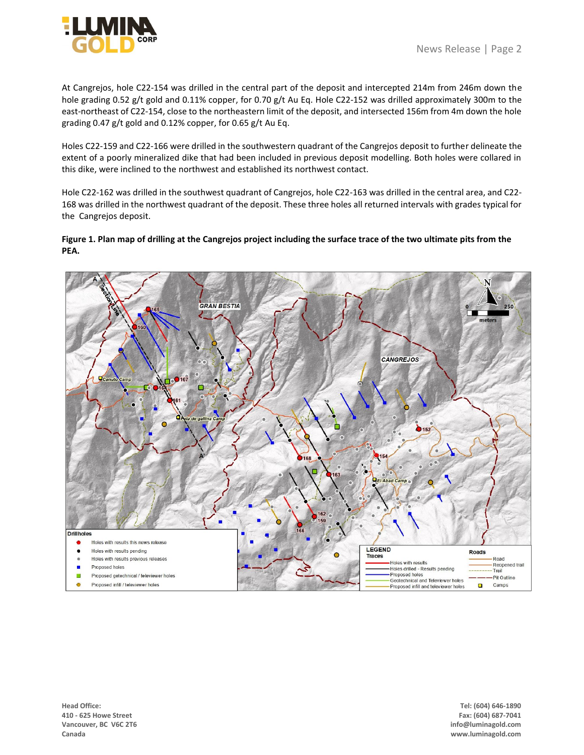At Cangrejos, hole C22-154 was drilled in the central part of the deposit and intercepted 214m from 246m down the hole grading 0.52 g/t gold and 0.11% copper, for 0.70 g/t Au Eq. Hole C22-152 was drilled approximately 300m to the east-northeast of C22-154, close to the northeastern limit of the deposit, and intersected 156m from 4m down the hole grading 0.47 g/t gold and 0.12% copper, for 0.65 g/t Au Eq.

Holes C22-159 and C22-166 were drilled in the southwestern quadrant of the Cangrejos deposit to further delineate the extent of a poorly mineralized dike that had been included in previous deposit modelling. Both holes were collared in this dike, were inclined to the northwest and established its northwest contact.

Hole C22-162 was drilled in the southwest quadrant of Cangrejos, hole C22-163 was drilled in the central area, and C22-168 was drilled in the northwest quadrant of the deposit. These three holes all returned intervals with grades typical for the Cangrejos deposit.

**Figure 1. Plan map of drilling at the Cangrejos project including the surface trace of the two ultimate pits from the PEA.**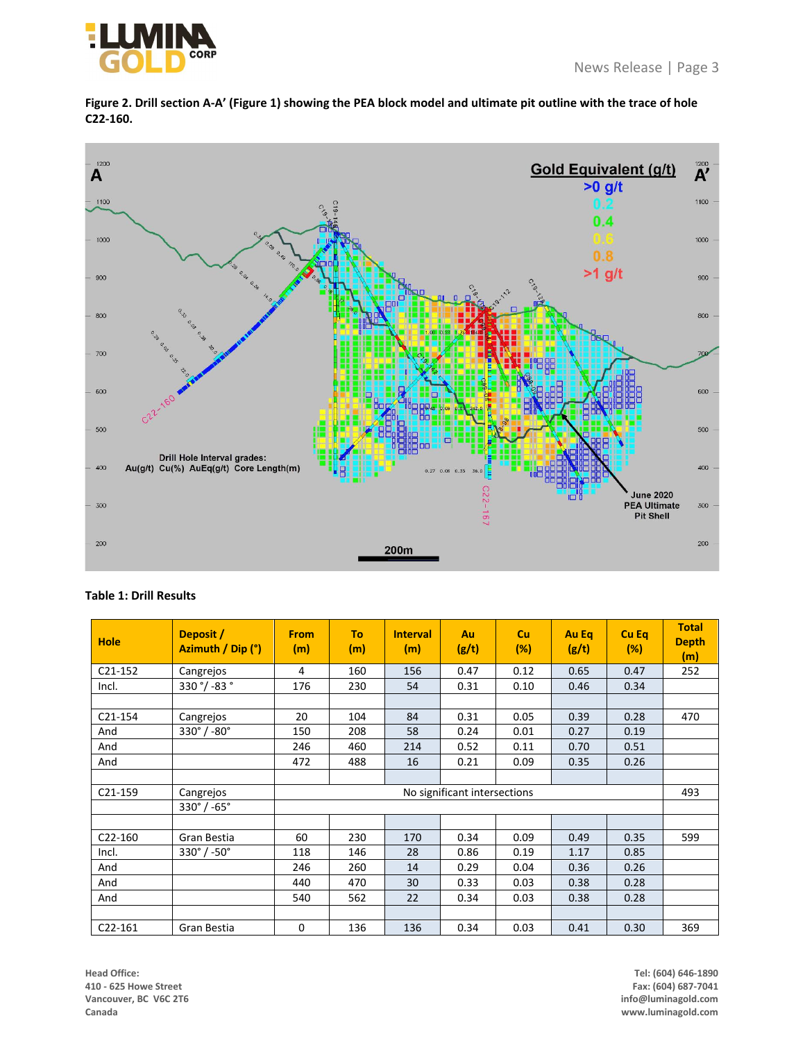**Figure 2. Drill section A-A' (Figure 1) showing the PEA block model and ultimate pit outline with the trace of hole C22-160.**

**Table 1: Drill Results**

| Hole | Deposit / Azimuth / Dip (°) | From (m) | To (m) | Interval (m) | Au (g/t) | Cu (%) | Au Eq (g/t) | Cu Eq (%) | Total Depth (m) |
|---|---|---|---|---|---|---|---|---|---|
| C21-152 | Cangrejos | 4 | 160 | 156 | 0.47 | 0.12 | 0.65 | 0.47 | 252 |
| Incl. | 330 °/ -83 ° | 176 | 230 | 54 | 0.31 | 0.10 | 0.46 | 0.34 | |
| | | | | | | | | | |
| C21-154 | Cangrejos | 20 | 104 | 84 | 0.31 | 0.05 | 0.39 | 0.28 | 470 |
| And | 330° / -80° | 150 | 208 | 58 | 0.24 | 0.01 | 0.27 | 0.19 | |
| And | | 246 | 460 | 214 | 0.52 | 0.11 | 0.70 | 0.51 | |
| And | | 472 | 488 | 16 | 0.21 | 0.09 | 0.35 | 0.26 | |
| | | | | | | | | | |
| C21-159 | Cangrejos | No significant intersections | | | | | | | 493 |
| | 330° / -65° | | | | | | | | |
| | | | | | | | | | |
| C22-160 | Gran Bestia | 60 | 230 | 170 | 0.34 | 0.09 | 0.49 | 0.35 | 599 |
| Incl. | 330° / -50° | 118 | 146 | 28 | 0.86 | 0.19 | 1.17 | 0.85 | |
| And | | 246 | 260 | 14 | 0.29 | 0.04 | 0.36 | 0.26 | |
| And | | 440 | 470 | 30 | 0.33 | 0.03 | 0.38 | 0.28 | |
| And | | 540 | 562 | 22 | 0.34 | 0.03 | 0.38 | 0.28 | |
| | | | | | | | | | |
| C22-161 | Gran Bestia | 0 | 136 | 136 | 0.34 | 0.03 | 0.41 | 0.30 | 369 |

**Head Office:**
**410 - 625 Howe Street**
**Vancouver, BC V6C 2T6**
**Canada**

**Tel: (604) 646-1890**
**Fax: (604) 687-7041**
**info@luminagold.com**
**www.luminagold.com**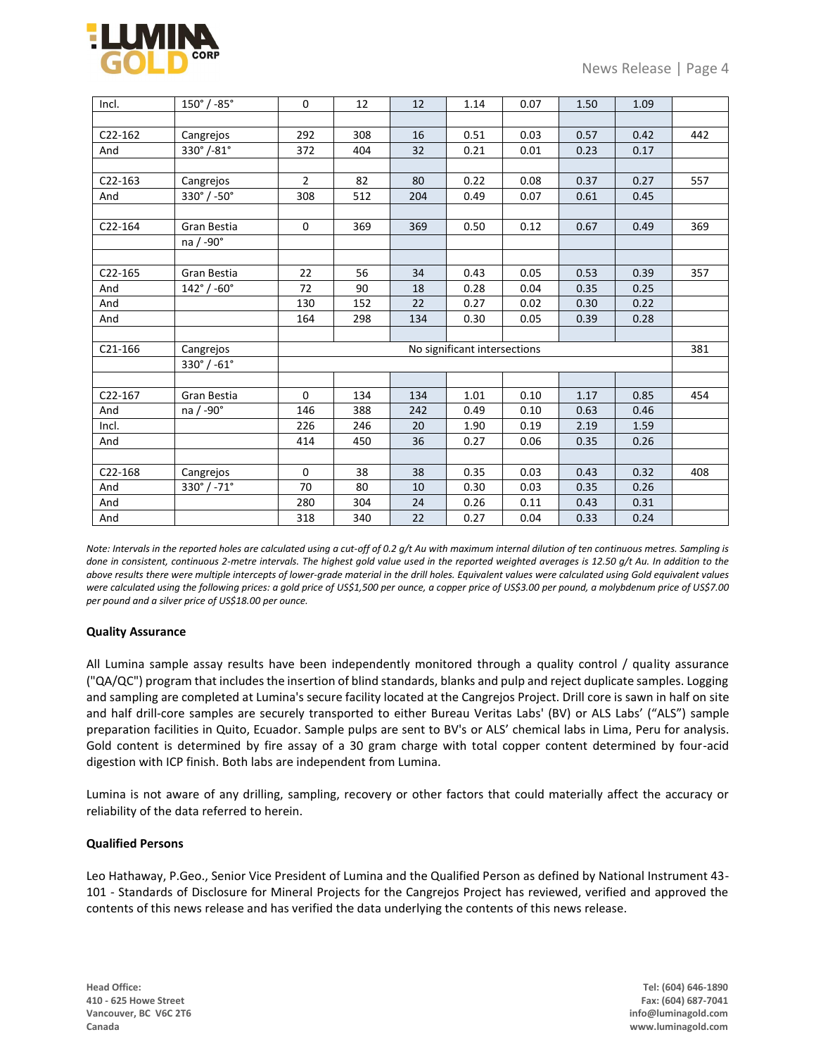| Incl. | 150° / -85° | 0 | 12 | 12 | 1.14 | 0.07 | 1.50 | 1.09 | |
|---|---|---|---|---|---|---|---|---|---|
| | | | | | | | | | |
| C22-162 | Cangrejos | 292 | 308 | 16 | 0.51 | 0.03 | 0.57 | 0.42 | 442 |
| And | 330° /-81° | 372 | 404 | 32 | 0.21 | 0.01 | 0.23 | 0.17 | |
| | | | | | | | | | |
| C22-163 | Cangrejos | 2 | 82 | 80 | 0.22 | 0.08 | 0.37 | 0.27 | 557 |
| And | 330° / -50° | 308 | 512 | 204 | 0.49 | 0.07 | 0.61 | 0.45 | |
| | | | | | | | | | |
| C22-164 | Gran Bestia | 0 | 369 | 369 | 0.50 | 0.12 | 0.67 | 0.49 | 369 |
| | na / -90° | | | | | | | | |
| | | | | | | | | | |
| C22-165 | Gran Bestia | 22 | 56 | 34 | 0.43 | 0.05 | 0.53 | 0.39 | 357 |
| And | 142° / -60° | 72 | 90 | 18 | 0.28 | 0.04 | 0.35 | 0.25 | |
| And | | 130 | 152 | 22 | 0.27 | 0.02 | 0.30 | 0.22 | |
| And | | 164 | 298 | 134 | 0.30 | 0.05 | 0.39 | 0.28 | |
| | | | | | | | | | |
| C21-166 | Cangrejos | No significant intersections | | | | | | | 381 |
| | 330° / -61° | | | | | | | | |
| | | | | | | | | | |
| C22-167 | Gran Bestia | 0 | 134 | 134 | 1.01 | 0.10 | 1.17 | 0.85 | 454 |
| And | na / -90° | 146 | 388 | 242 | 0.49 | 0.10 | 0.63 | 0.46 | |
| Incl. | | 226 | 246 | 20 | 1.90 | 0.19 | 2.19 | 1.59 | |
| And | | 414 | 450 | 36 | 0.27 | 0.06 | 0.35 | 0.26 | |
| | | | | | | | | | |
| C22-168 | Cangrejos | 0 | 38 | 38 | 0.35 | 0.03 | 0.43 | 0.32 | 408 |
| And | 330° / -71° | 70 | 80 | 10 | 0.30 | 0.03 | 0.35 | 0.26 | |
| And | | 280 | 304 | 24 | 0.26 | 0.11 | 0.43 | 0.31 | |
| And | | 318 | 340 | 22 | 0.27 | 0.04 | 0.33 | 0.24 | |

*Note: Intervals in the reported holes are calculated using a cut-off of 0.2 g/t Au with maximum internal dilution of ten continuous metres. Sampling is done in consistent, continuous 2-metre intervals. The highest gold value used in the reported weighted averages is 12.50 g/t Au. In addition to the above results there were multiple intercepts of lower-grade material in the drill holes. Equivalent values were calculated using Gold equivalent values were calculated using the following prices: a gold price of US$1,500 per ounce, a copper price of US$3.00 per pound, a molybdenum price of US$7.00 per pound and a silver price of US$18.00 per ounce.*

**Quality Assurance**

All Lumina sample assay results have been independently monitored through a quality control / quality assurance ("QA/QC") program that includes the insertion of blind standards, blanks and pulp and reject duplicate samples. Logging and sampling are completed at Lumina's secure facility located at the Cangrejos Project. Drill core is sawn in half on site and half drill-core samples are securely transported to either Bureau Veritas Labs' (BV) or ALS Labs' ("ALS") sample preparation facilities in Quito, Ecuador. Sample pulps are sent to BV's or ALS' chemical labs in Lima, Peru for analysis. Gold content is determined by fire assay of a 30 gram charge with total copper content determined by four-acid digestion with ICP finish. Both labs are independent from Lumina.

Lumina is not aware of any drilling, sampling, recovery or other factors that could materially affect the accuracy or reliability of the data referred to herein.

**Qualified Persons**

Leo Hathaway, P.Geo., Senior Vice President of Lumina and the Qualified Person as defined by National Instrument 43-101 - Standards of Disclosure for Mineral Projects for the Cangrejos Project has reviewed, verified and approved the contents of this news release and has verified the data underlying the contents of this news release.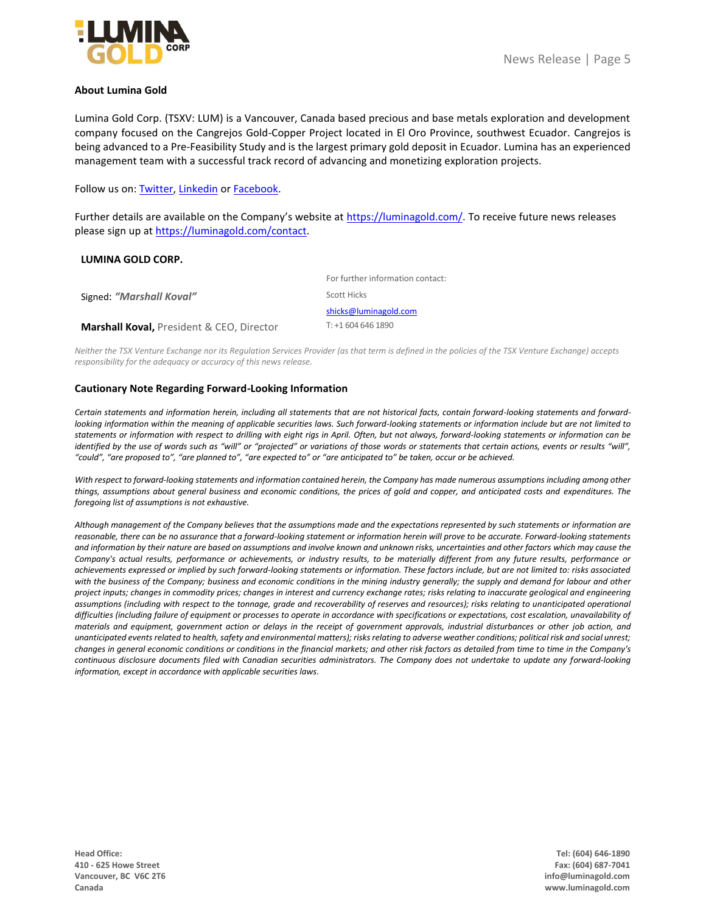## About Lumina Gold

Lumina Gold Corp. (TSXV: LUM) is a Vancouver, Canada based precious and base metals exploration and development company focused on the Cangrejos Gold-Copper Project located in El Oro Province, southwest Ecuador. Cangrejos is being advanced to a Pre-Feasibility Study and is the largest primary gold deposit in Ecuador. Lumina has an experienced management team with a successful track record of advancing and monetizing exploration projects.

Follow us on: [Twitter](), [Linkedin]() or [Facebook]().

Further details are available on the Company's website at [https://luminagold.com/](https://luminagold.com/). To receive future news releases please sign up at [https://luminagold.com/contact](https://luminagold.com/contact).

**LUMINA GOLD CORP.**

Signed: ***"Marshall Koval"***

**Marshall Koval,** President & CEO, Director

For further information contact:
Scott Hicks
[shicks@luminagold.com](mailto:shicks@luminagold.com)
T: +1 604 646 1890

*Neither the TSX Venture Exchange nor its Regulation Services Provider (as that term is defined in the policies of the TSX Venture Exchange) accepts responsibility for the adequacy or accuracy of this news release.*

## Cautionary Note Regarding Forward-Looking Information

*Certain statements and information herein, including all statements that are not historical facts, contain forward-looking statements and forward-looking information within the meaning of applicable securities laws. Such forward-looking statements or information include but are not limited to statements or information with respect to drilling with eight rigs in April. Often, but not always, forward-looking statements or information can be identified by the use of words such as "will" or "projected" or variations of those words or statements that certain actions, events or results "will", "could", "are proposed to", "are planned to", "are expected to" or "are anticipated to" be taken, occur or be achieved.*

*With respect to forward-looking statements and information contained herein, the Company has made numerous assumptions including among other things, assumptions about general business and economic conditions, the prices of gold and copper, and anticipated costs and expenditures. The foregoing list of assumptions is not exhaustive.*

*Although management of the Company believes that the assumptions made and the expectations represented by such statements or information are reasonable, there can be no assurance that a forward-looking statement or information herein will prove to be accurate. Forward-looking statements and information by their nature are based on assumptions and involve known and unknown risks, uncertainties and other factors which may cause the Company's actual results, performance or achievements, or industry results, to be materially different from any future results, performance or achievements expressed or implied by such forward-looking statements or information. These factors include, but are not limited to: risks associated with the business of the Company; business and economic conditions in the mining industry generally; the supply and demand for labour and other project inputs; changes in commodity prices; changes in interest and currency exchange rates; risks relating to inaccurate geological and engineering assumptions (including with respect to the tonnage, grade and recoverability of reserves and resources); risks relating to unanticipated operational difficulties (including failure of equipment or processes to operate in accordance with specifications or expectations, cost escalation, unavailability of materials and equipment, government action or delays in the receipt of government approvals, industrial disturbances or other job action, and unanticipated events related to health, safety and environmental matters); risks relating to adverse weather conditions; political risk and social unrest; changes in general economic conditions or conditions in the financial markets; and other risk factors as detailed from time to time in the Company's continuous disclosure documents filed with Canadian securities administrators. The Company does not undertake to update any forward-looking information, except in accordance with applicable securities laws.*